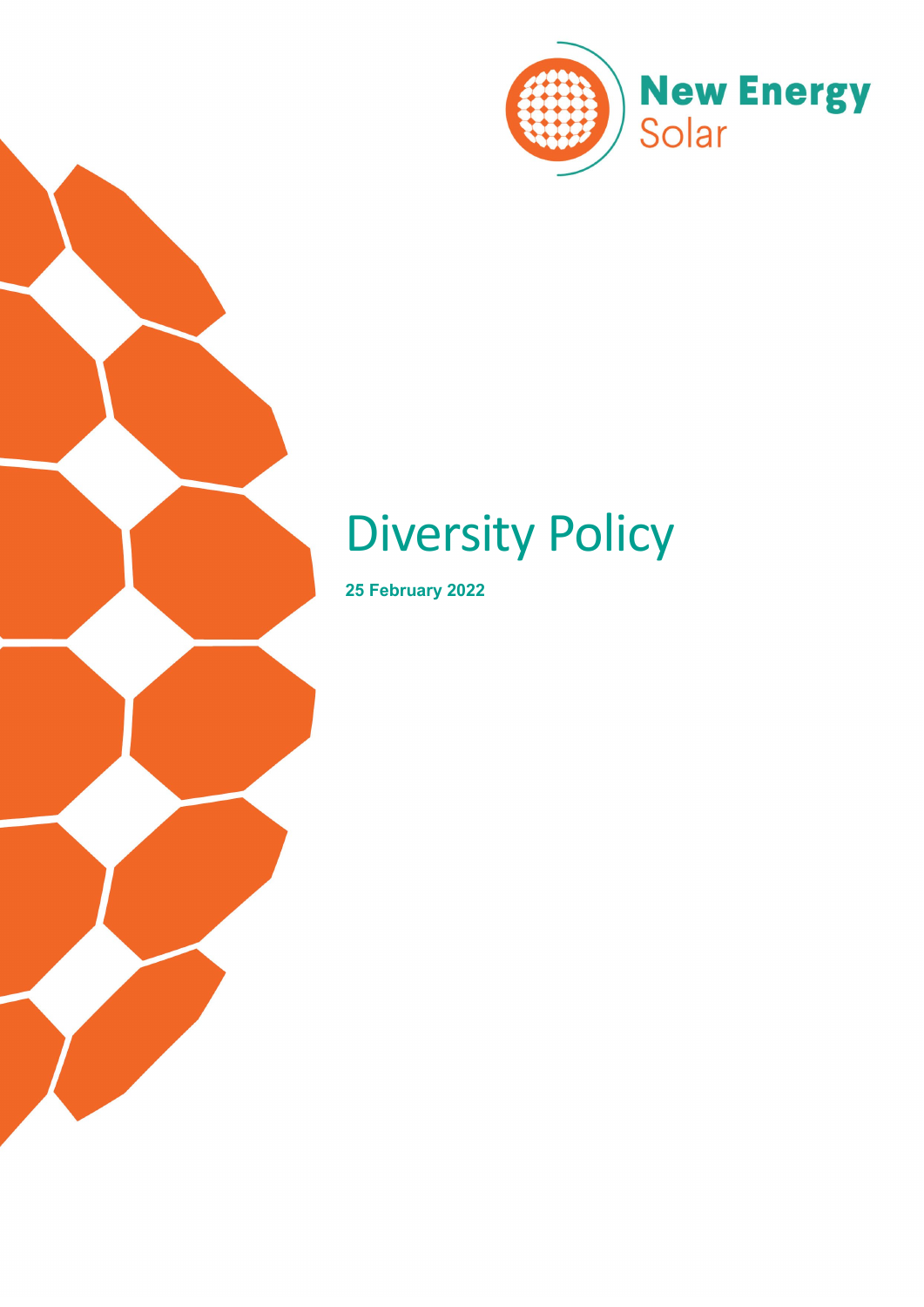New Energy Solar

# Diversity Policy

**25 February 2022**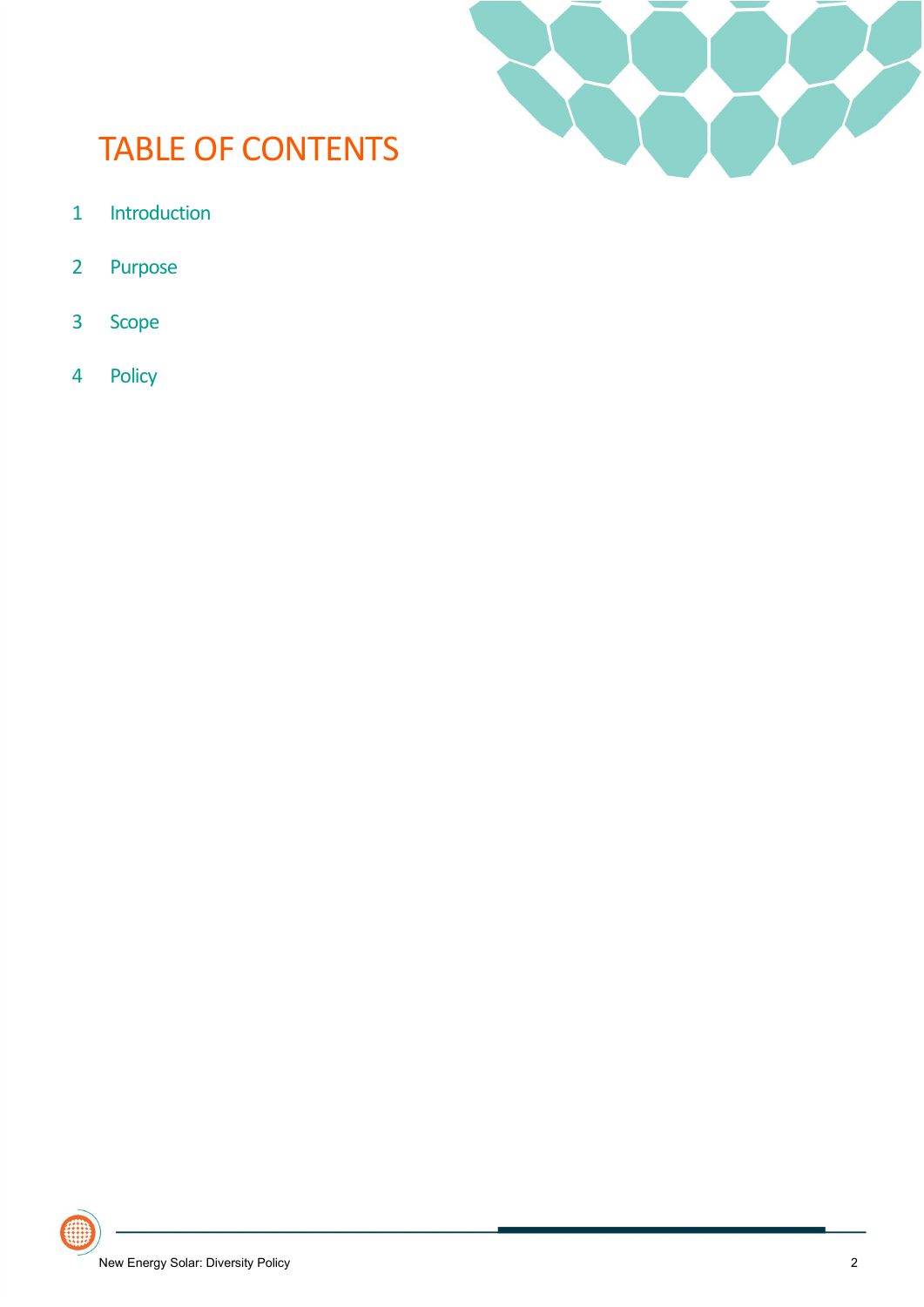# TABLE OF CONTENTS

1 Introduction

2 Purpose

3 Scope

4 Policy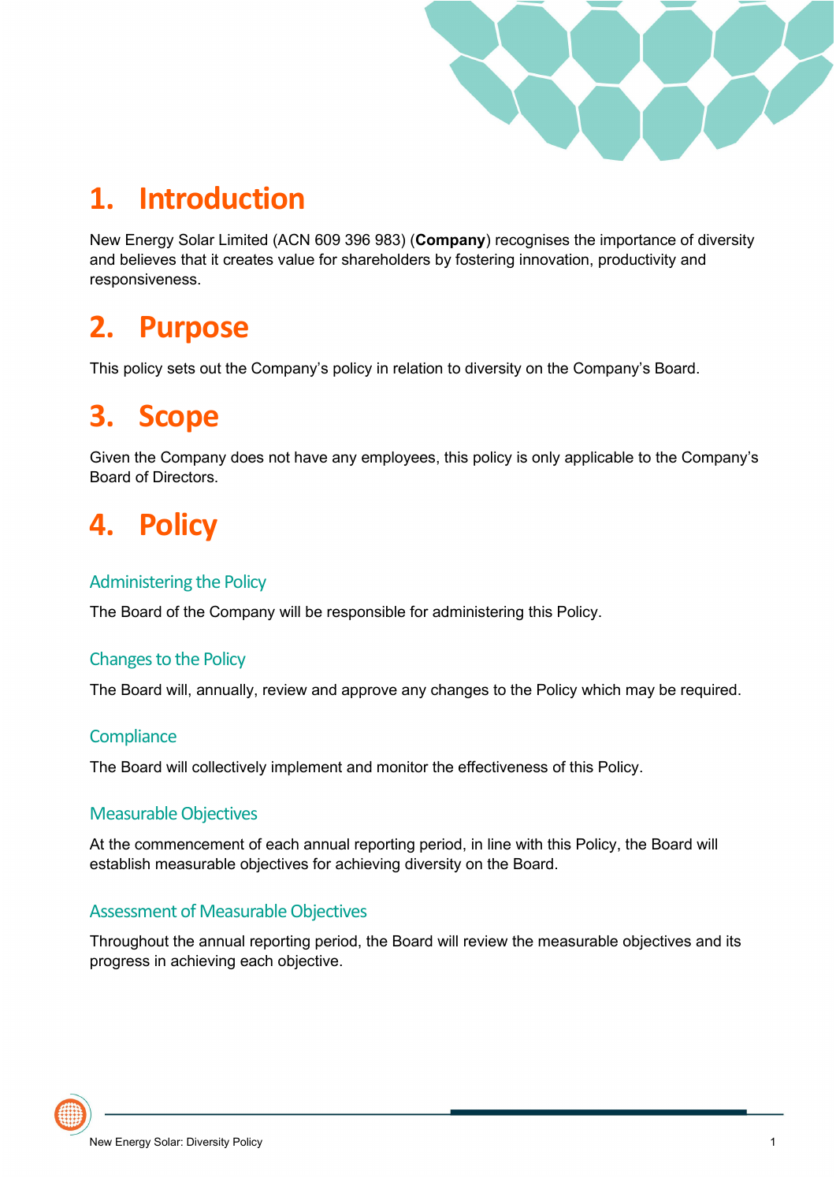# 1. Introduction

New Energy Solar Limited (ACN 609 396 983) (**Company**) recognises the importance of diversity and believes that it creates value for shareholders by fostering innovation, productivity and responsiveness.

# 2. Purpose

This policy sets out the Company's policy in relation to diversity on the Company's Board.

# 3. Scope

Given the Company does not have any employees, this policy is only applicable to the Company's Board of Directors.

# 4. Policy

## Administering the Policy

The Board of the Company will be responsible for administering this Policy.

## Changes to the Policy

The Board will, annually, review and approve any changes to the Policy which may be required.

## Compliance

The Board will collectively implement and monitor the effectiveness of this Policy.

## Measurable Objectives

At the commencement of each annual reporting period, in line with this Policy, the Board will establish measurable objectives for achieving diversity on the Board.

## Assessment of Measurable Objectives

Throughout the annual reporting period, the Board will review the measurable objectives and its progress in achieving each objective.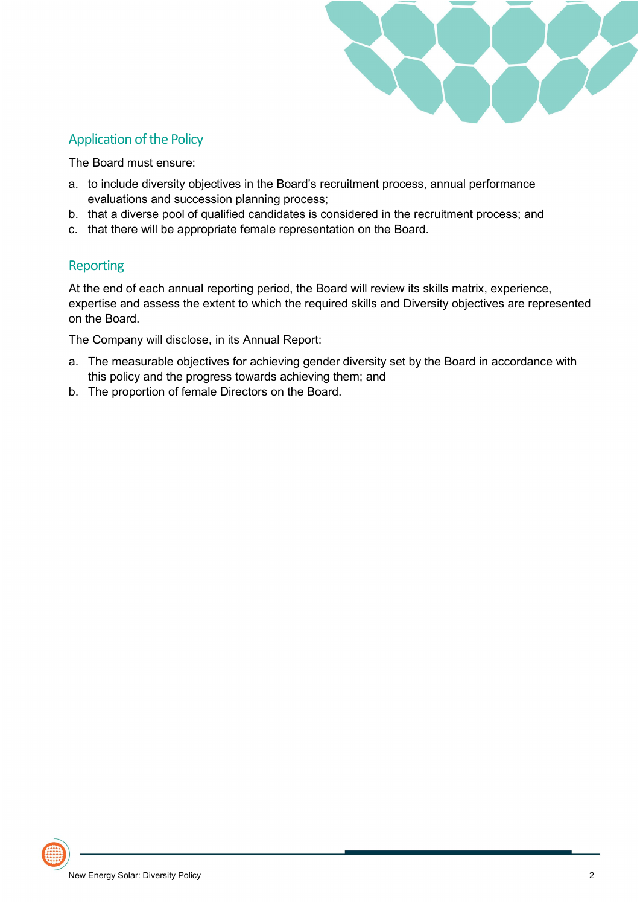## Application of the Policy

The Board must ensure:

a. to include diversity objectives in the Board's recruitment process, annual performance evaluations and succession planning process;
b. that a diverse pool of qualified candidates is considered in the recruitment process; and
c. that there will be appropriate female representation on the Board.

## Reporting

At the end of each annual reporting period, the Board will review its skills matrix, experience, expertise and assess the extent to which the required skills and Diversity objectives are represented on the Board.

The Company will disclose, in its Annual Report:

a. The measurable objectives for achieving gender diversity set by the Board in accordance with this policy and the progress towards achieving them; and
b. The proportion of female Directors on the Board.